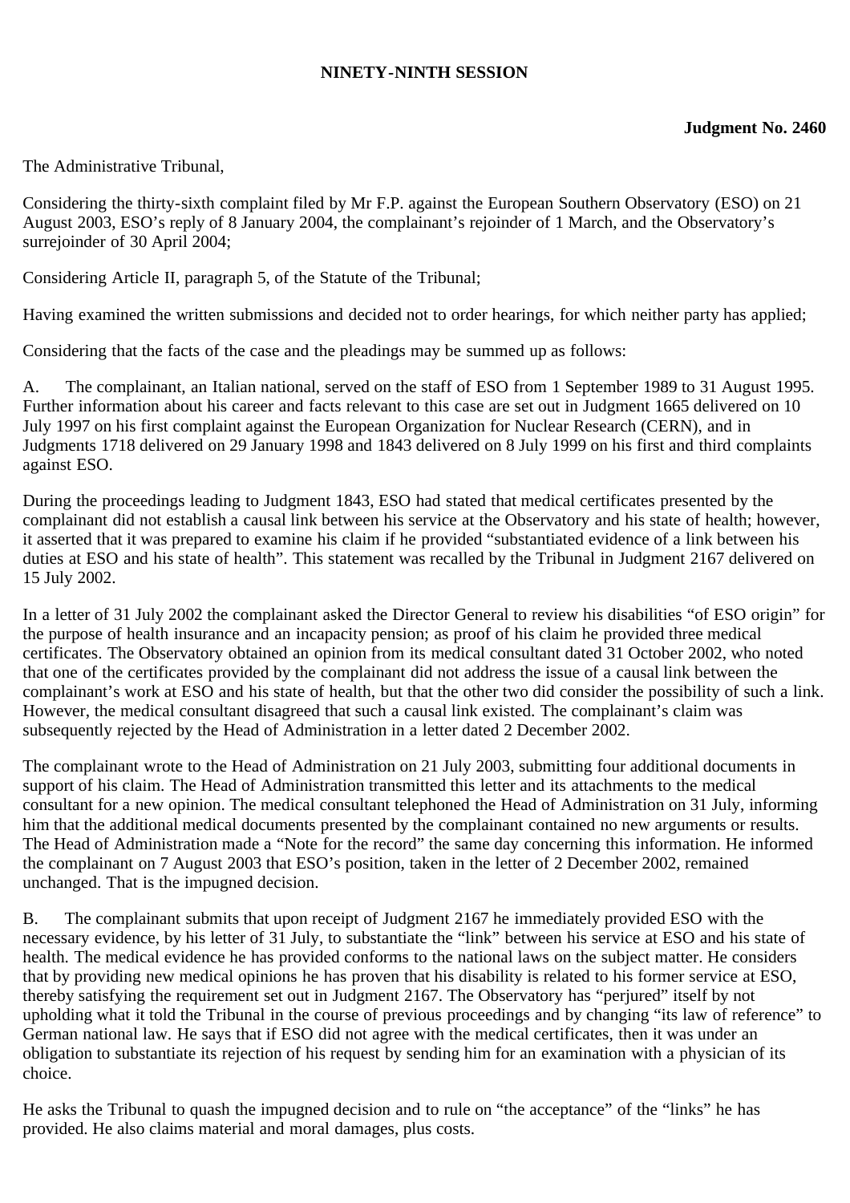**NINETY-NINTH SESSION**

**Judgment No. 2460**

The Administrative Tribunal,

Considering the thirty-sixth complaint filed by Mr F.P. against the European Southern Observatory (ESO) on 21 August 2003, ESO's reply of 8 January 2004, the complainant's rejoinder of 1 March, and the Observatory's surrejoinder of 30 April 2004;

Considering Article II, paragraph 5, of the Statute of the Tribunal;

Having examined the written submissions and decided not to order hearings, for which neither party has applied;

Considering that the facts of the case and the pleadings may be summed up as follows:

A. The complainant, an Italian national, served on the staff of ESO from 1 September 1989 to 31 August 1995. Further information about his career and facts relevant to this case are set out in Judgment 1665 delivered on 10 July 1997 on his first complaint against the European Organization for Nuclear Research (CERN), and in Judgments 1718 delivered on 29 January 1998 and 1843 delivered on 8 July 1999 on his first and third complaints against ESO.

During the proceedings leading to Judgment 1843, ESO had stated that medical certificates presented by the complainant did not establish a causal link between his service at the Observatory and his state of health; however, it asserted that it was prepared to examine his claim if he provided "substantiated evidence of a link between his duties at ESO and his state of health". This statement was recalled by the Tribunal in Judgment 2167 delivered on 15 July 2002.

In a letter of 31 July 2002 the complainant asked the Director General to review his disabilities "of ESO origin" for the purpose of health insurance and an incapacity pension; as proof of his claim he provided three medical certificates. The Observatory obtained an opinion from its medical consultant dated 31 October 2002, who noted that one of the certificates provided by the complainant did not address the issue of a causal link between the complainant's work at ESO and his state of health, but that the other two did consider the possibility of such a link. However, the medical consultant disagreed that such a causal link existed. The complainant's claim was subsequently rejected by the Head of Administration in a letter dated 2 December 2002.

The complainant wrote to the Head of Administration on 21 July 2003, submitting four additional documents in support of his claim. The Head of Administration transmitted this letter and its attachments to the medical consultant for a new opinion. The medical consultant telephoned the Head of Administration on 31 July, informing him that the additional medical documents presented by the complainant contained no new arguments or results. The Head of Administration made a "Note for the record" the same day concerning this information. He informed the complainant on 7 August 2003 that ESO's position, taken in the letter of 2 December 2002, remained unchanged. That is the impugned decision.

B. The complainant submits that upon receipt of Judgment 2167 he immediately provided ESO with the necessary evidence, by his letter of 31 July, to substantiate the "link" between his service at ESO and his state of health. The medical evidence he has provided conforms to the national laws on the subject matter. He considers that by providing new medical opinions he has proven that his disability is related to his former service at ESO, thereby satisfying the requirement set out in Judgment 2167. The Observatory has "perjured" itself by not upholding what it told the Tribunal in the course of previous proceedings and by changing "its law of reference" to German national law. He says that if ESO did not agree with the medical certificates, then it was under an obligation to substantiate its rejection of his request by sending him for an examination with a physician of its choice.

He asks the Tribunal to quash the impugned decision and to rule on "the acceptance" of the "links" he has provided. He also claims material and moral damages, plus costs.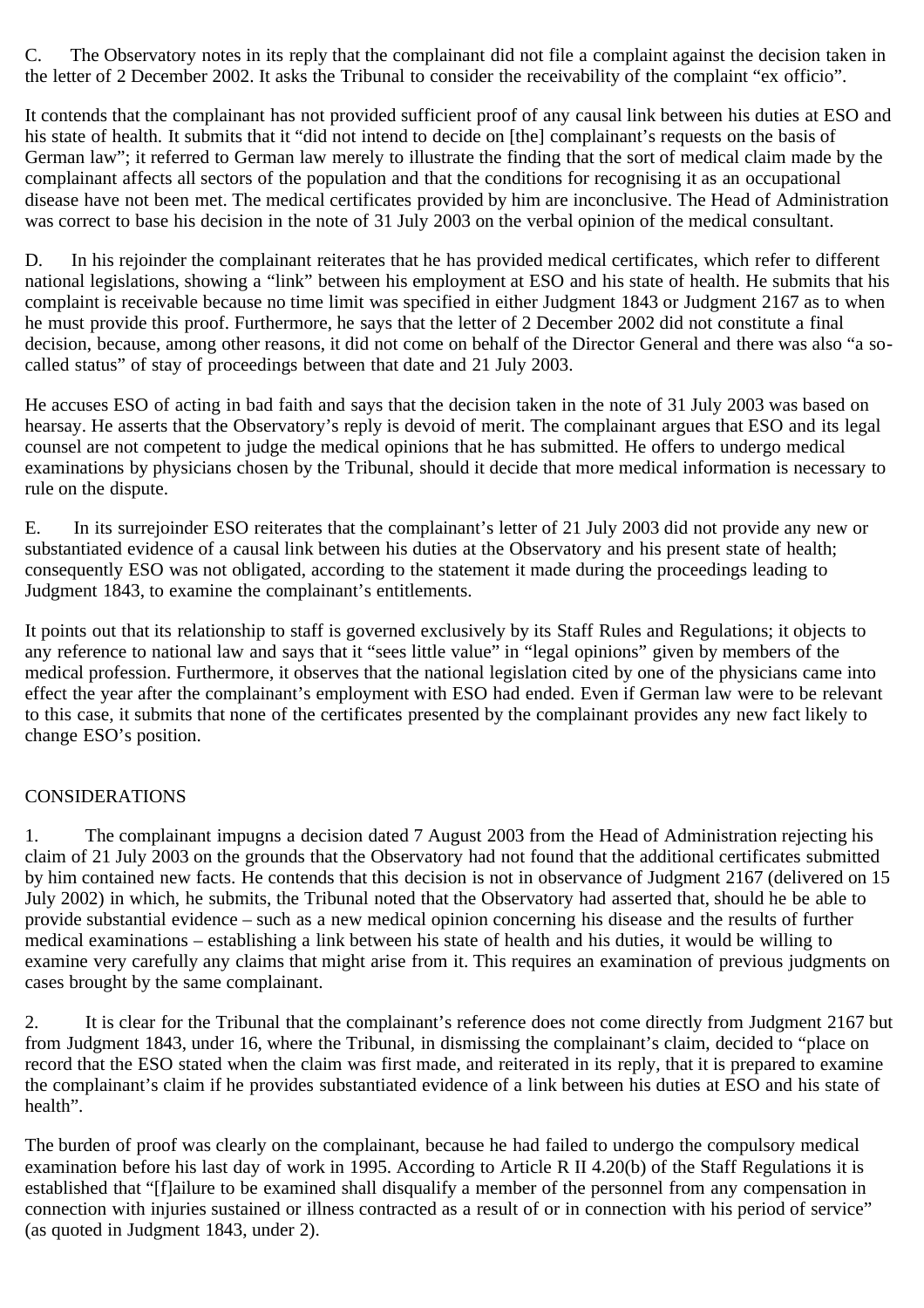C. The Observatory notes in its reply that the complainant did not file a complaint against the decision taken in the letter of 2 December 2002. It asks the Tribunal to consider the receivability of the complaint "ex officio".

It contends that the complainant has not provided sufficient proof of any causal link between his duties at ESO and his state of health. It submits that it "did not intend to decide on [the] complainant's requests on the basis of German law"; it referred to German law merely to illustrate the finding that the sort of medical claim made by the complainant affects all sectors of the population and that the conditions for recognising it as an occupational disease have not been met. The medical certificates provided by him are inconclusive. The Head of Administration was correct to base his decision in the note of 31 July 2003 on the verbal opinion of the medical consultant.

D. In his rejoinder the complainant reiterates that he has provided medical certificates, which refer to different national legislations, showing a "link" between his employment at ESO and his state of health. He submits that his complaint is receivable because no time limit was specified in either Judgment 1843 or Judgment 2167 as to when he must provide this proof. Furthermore, he says that the letter of 2 December 2002 did not constitute a final decision, because, among other reasons, it did not come on behalf of the Director General and there was also "a so-called status" of stay of proceedings between that date and 21 July 2003.

He accuses ESO of acting in bad faith and says that the decision taken in the note of 31 July 2003 was based on hearsay. He asserts that the Observatory's reply is devoid of merit. The complainant argues that ESO and its legal counsel are not competent to judge the medical opinions that he has submitted. He offers to undergo medical examinations by physicians chosen by the Tribunal, should it decide that more medical information is necessary to rule on the dispute.

E. In its surrejoinder ESO reiterates that the complainant's letter of 21 July 2003 did not provide any new or substantiated evidence of a causal link between his duties at the Observatory and his present state of health; consequently ESO was not obligated, according to the statement it made during the proceedings leading to Judgment 1843, to examine the complainant's entitlements.

It points out that its relationship to staff is governed exclusively by its Staff Rules and Regulations; it objects to any reference to national law and says that it "sees little value" in "legal opinions" given by members of the medical profession. Furthermore, it observes that the national legislation cited by one of the physicians came into effect the year after the complainant's employment with ESO had ended. Even if German law were to be relevant to this case, it submits that none of the certificates presented by the complainant provides any new fact likely to change ESO's position.

CONSIDERATIONS

1. The complainant impugns a decision dated 7 August 2003 from the Head of Administration rejecting his claim of 21 July 2003 on the grounds that the Observatory had not found that the additional certificates submitted by him contained new facts. He contends that this decision is not in observance of Judgment 2167 (delivered on 15 July 2002) in which, he submits, the Tribunal noted that the Observatory had asserted that, should he be able to provide substantial evidence – such as a new medical opinion concerning his disease and the results of further medical examinations – establishing a link between his state of health and his duties, it would be willing to examine very carefully any claims that might arise from it. This requires an examination of previous judgments on cases brought by the same complainant.

2. It is clear for the Tribunal that the complainant's reference does not come directly from Judgment 2167 but from Judgment 1843, under 16, where the Tribunal, in dismissing the complainant's claim, decided to "place on record that the ESO stated when the claim was first made, and reiterated in its reply, that it is prepared to examine the complainant's claim if he provides substantiated evidence of a link between his duties at ESO and his state of health".

The burden of proof was clearly on the complainant, because he had failed to undergo the compulsory medical examination before his last day of work in 1995. According to Article R II 4.20(b) of the Staff Regulations it is established that "[f]ailure to be examined shall disqualify a member of the personnel from any compensation in connection with injuries sustained or illness contracted as a result of or in connection with his period of service" (as quoted in Judgment 1843, under 2).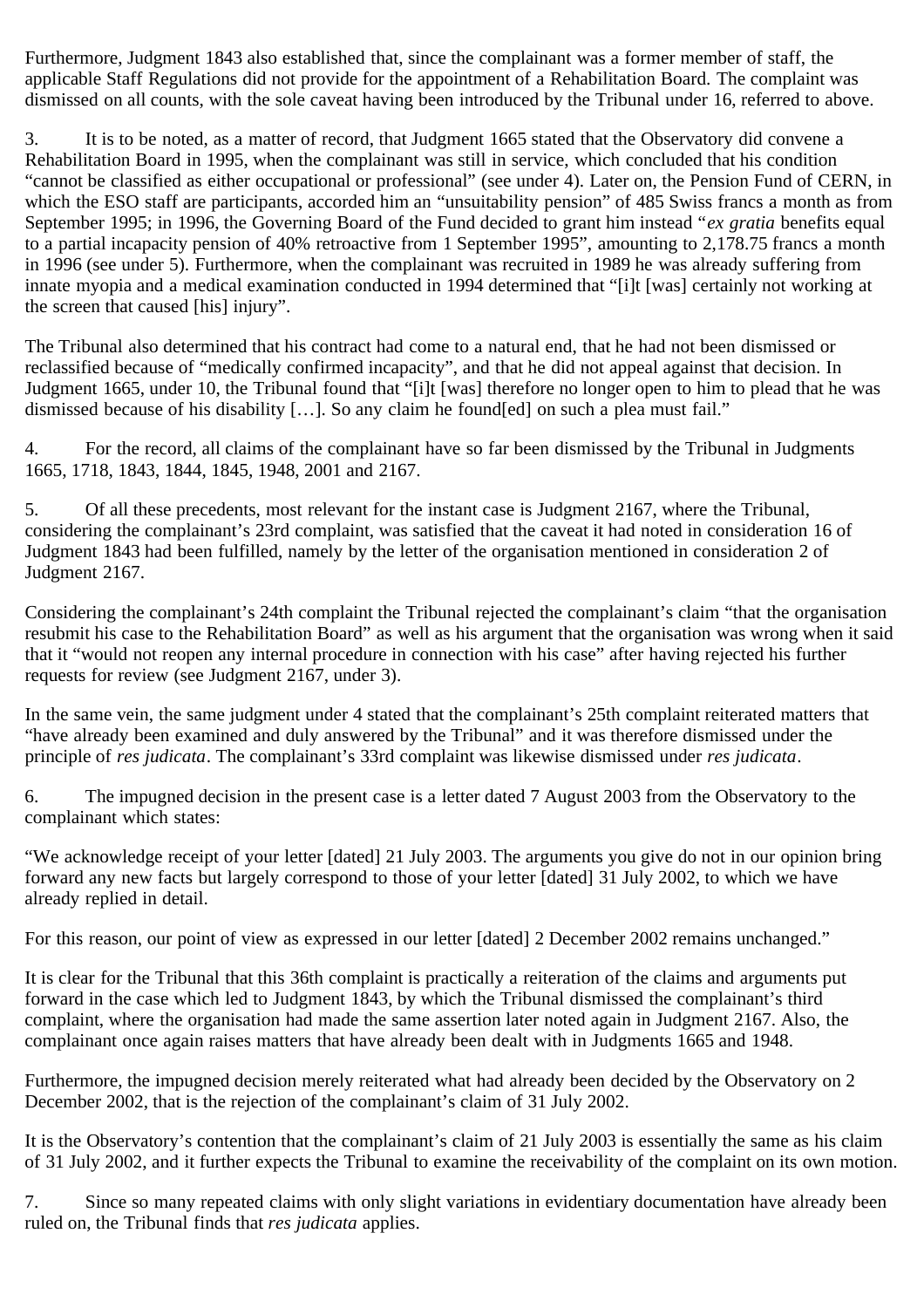Furthermore, Judgment 1843 also established that, since the complainant was a former member of staff, the applicable Staff Regulations did not provide for the appointment of a Rehabilitation Board. The complaint was dismissed on all counts, with the sole caveat having been introduced by the Tribunal under 16, referred to above.

3. It is to be noted, as a matter of record, that Judgment 1665 stated that the Observatory did convene a Rehabilitation Board in 1995, when the complainant was still in service, which concluded that his condition "cannot be classified as either occupational or professional" (see under 4). Later on, the Pension Fund of CERN, in which the ESO staff are participants, accorded him an "unsuitability pension" of 485 Swiss francs a month as from September 1995; in 1996, the Governing Board of the Fund decided to grant him instead "*ex gratia* benefits equal to a partial incapacity pension of 40% retroactive from 1 September 1995", amounting to 2,178.75 francs a month in 1996 (see under 5). Furthermore, when the complainant was recruited in 1989 he was already suffering from innate myopia and a medical examination conducted in 1994 determined that "[i]t [was] certainly not working at the screen that caused [his] injury".

The Tribunal also determined that his contract had come to a natural end, that he had not been dismissed or reclassified because of "medically confirmed incapacity", and that he did not appeal against that decision. In Judgment 1665, under 10, the Tribunal found that "[i]t [was] therefore no longer open to him to plead that he was dismissed because of his disability […]. So any claim he found[ed] on such a plea must fail."

4. For the record, all claims of the complainant have so far been dismissed by the Tribunal in Judgments 1665, 1718, 1843, 1844, 1845, 1948, 2001 and 2167.

5. Of all these precedents, most relevant for the instant case is Judgment 2167, where the Tribunal, considering the complainant's 23rd complaint, was satisfied that the caveat it had noted in consideration 16 of Judgment 1843 had been fulfilled, namely by the letter of the organisation mentioned in consideration 2 of Judgment 2167.

Considering the complainant's 24th complaint the Tribunal rejected the complainant's claim "that the organisation resubmit his case to the Rehabilitation Board" as well as his argument that the organisation was wrong when it said that it "would not reopen any internal procedure in connection with his case" after having rejected his further requests for review (see Judgment 2167, under 3).

In the same vein, the same judgment under 4 stated that the complainant's 25th complaint reiterated matters that "have already been examined and duly answered by the Tribunal" and it was therefore dismissed under the principle of *res judicata*. The complainant's 33rd complaint was likewise dismissed under *res judicata*.

6. The impugned decision in the present case is a letter dated 7 August 2003 from the Observatory to the complainant which states:

"We acknowledge receipt of your letter [dated] 21 July 2003. The arguments you give do not in our opinion bring forward any new facts but largely correspond to those of your letter [dated] 31 July 2002, to which we have already replied in detail.

For this reason, our point of view as expressed in our letter [dated] 2 December 2002 remains unchanged."

It is clear for the Tribunal that this 36th complaint is practically a reiteration of the claims and arguments put forward in the case which led to Judgment 1843, by which the Tribunal dismissed the complainant's third complaint, where the organisation had made the same assertion later noted again in Judgment 2167. Also, the complainant once again raises matters that have already been dealt with in Judgments 1665 and 1948.

Furthermore, the impugned decision merely reiterated what had already been decided by the Observatory on 2 December 2002, that is the rejection of the complainant's claim of 31 July 2002.

It is the Observatory's contention that the complainant's claim of 21 July 2003 is essentially the same as his claim of 31 July 2002, and it further expects the Tribunal to examine the receivability of the complaint on its own motion.

7. Since so many repeated claims with only slight variations in evidentiary documentation have already been ruled on, the Tribunal finds that *res judicata* applies.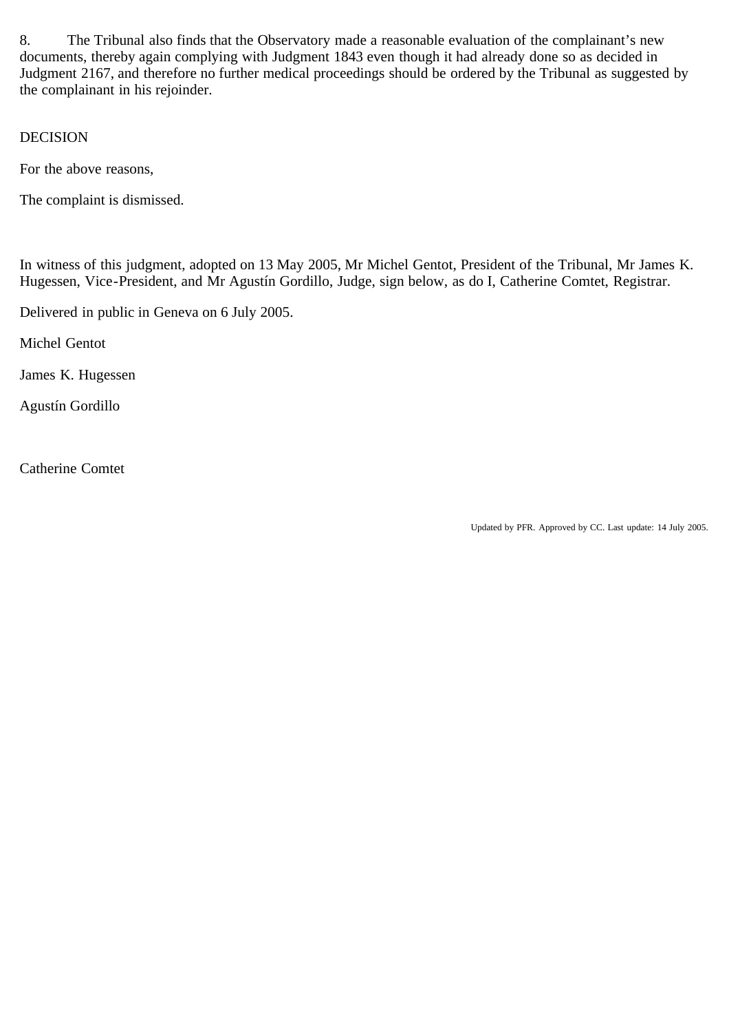8. The Tribunal also finds that the Observatory made a reasonable evaluation of the complainant's new documents, thereby again complying with Judgment 1843 even though it had already done so as decided in Judgment 2167, and therefore no further medical proceedings should be ordered by the Tribunal as suggested by the complainant in his rejoinder.

DECISION

For the above reasons,

The complaint is dismissed.

In witness of this judgment, adopted on 13 May 2005, Mr Michel Gentot, President of the Tribunal, Mr James K. Hugessen, Vice-President, and Mr Agustín Gordillo, Judge, sign below, as do I, Catherine Comtet, Registrar.

Delivered in public in Geneva on 6 July 2005.

Michel Gentot

James K. Hugessen

Agustín Gordillo

Catherine Comtet

Updated by PFR. Approved by CC. Last update: 14 July 2005.